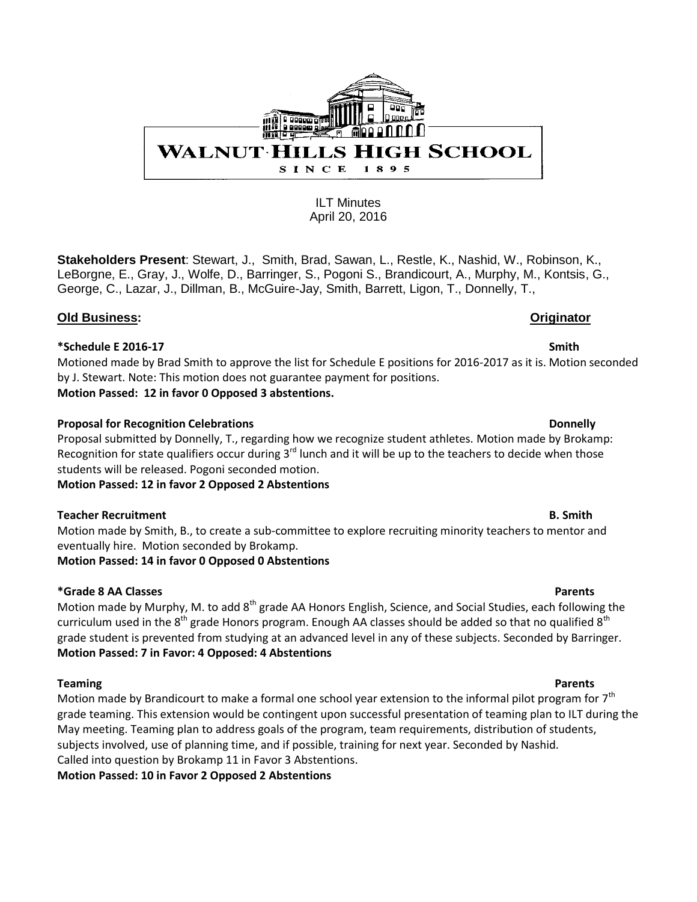WALNUT HILLS HIGH SCHOOL

SINCE 1895

ILT Minutes
April 20, 2016

**Stakeholders Present**: Stewart, J., Smith, Brad, Sawan, L., Restle, K., Nashid, W., Robinson, K., LeBorgne, E., Gray, J., Wolfe, D., Barringer, S., Pogoni S., Brandicourt, A., Murphy, M., Kontsis, G., George, C., Lazar, J., Dillman, B., McGuire-Jay, Smith, Barrett, Ligon, T., Donnelly, T.,

**Old Business:** **Originator**

**\*Schedule E 2016-17** **Smith**

Motioned made by Brad Smith to approve the list for Schedule E positions for 2016-2017 as it is. Motion seconded by J. Stewart. Note: This motion does not guarantee payment for positions.

**Motion Passed: 12 in favor 0 Opposed 3 abstentions.**

**Proposal for Recognition Celebrations** **Donnelly**

Proposal submitted by Donnelly, T., regarding how we recognize student athletes. Motion made by Brokamp: Recognition for state qualifiers occur during 3rd lunch and it will be up to the teachers to decide when those students will be released. Pogoni seconded motion.

**Motion Passed: 12 in favor 2 Opposed 2 Abstentions**

**Teacher Recruitment** **B. Smith**

Motion made by Smith, B., to create a sub-committee to explore recruiting minority teachers to mentor and eventually hire. Motion seconded by Brokamp.

**Motion Passed: 14 in favor 0 Opposed 0 Abstentions**

**\*Grade 8 AA Classes** **Parents**

Motion made by Murphy, M. to add 8th grade AA Honors English, Science, and Social Studies, each following the curriculum used in the 8th grade Honors program. Enough AA classes should be added so that no qualified 8th grade student is prevented from studying at an advanced level in any of these subjects. Seconded by Barringer.

**Motion Passed: 7 in Favor: 4 Opposed: 4 Abstentions**

**Teaming** **Parents**

Motion made by Brandicourt to make a formal one school year extension to the informal pilot program for 7th grade teaming. This extension would be contingent upon successful presentation of teaming plan to ILT during the May meeting. Teaming plan to address goals of the program, team requirements, distribution of students, subjects involved, use of planning time, and if possible, training for next year. Seconded by Nashid.
Called into question by Brokamp 11 in Favor 3 Abstentions.

**Motion Passed: 10 in Favor 2 Opposed 2 Abstentions**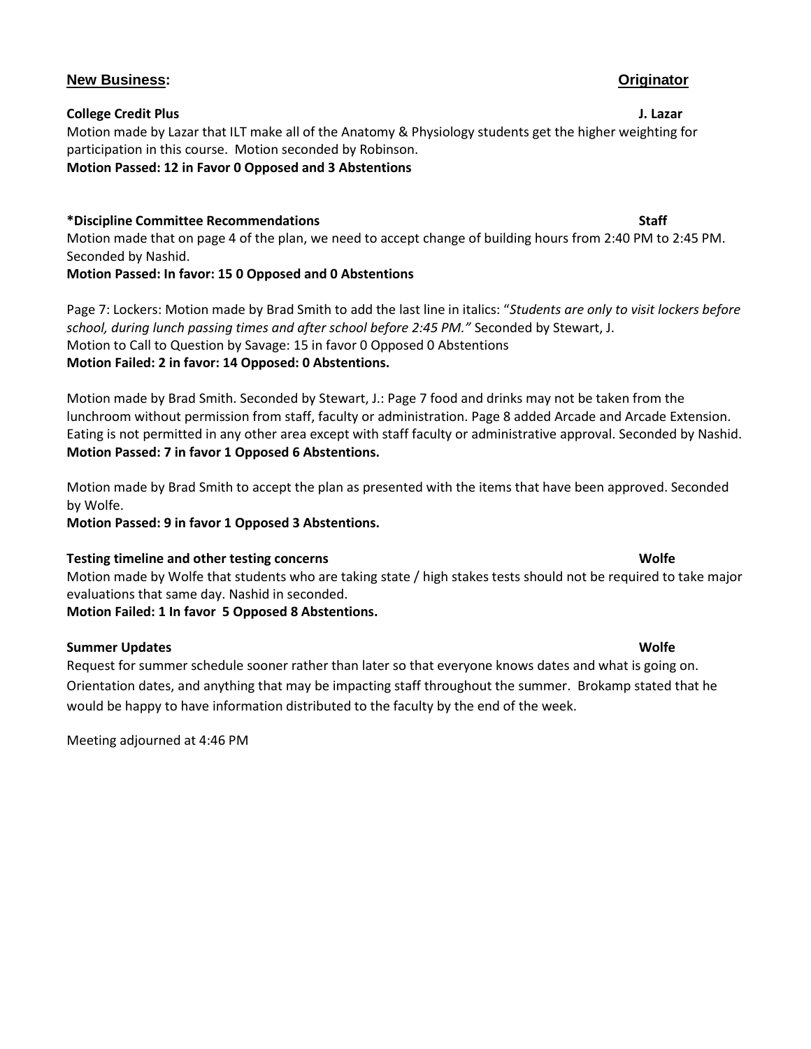**New Business:** **Originator**

**College Credit Plus** **J. Lazar**

Motion made by Lazar that ILT make all of the Anatomy & Physiology students get the higher weighting for participation in this course. Motion seconded by Robinson.

**Motion Passed: 12 in Favor 0 Opposed and 3 Abstentions**

**\*Discipline Committee Recommendations** **Staff**

Motion made that on page 4 of the plan, we need to accept change of building hours from 2:40 PM to 2:45 PM. Seconded by Nashid.

**Motion Passed: In favor: 15 0 Opposed and 0 Abstentions**

Page 7: Lockers: Motion made by Brad Smith to add the last line in italics: "*Students are only to visit lockers before school, during lunch passing times and after school before 2:45 PM.*" Seconded by Stewart, J.

Motion to Call to Question by Savage: 15 in favor 0 Opposed 0 Abstentions

**Motion Failed: 2 in favor: 14 Opposed: 0 Abstentions.**

Motion made by Brad Smith. Seconded by Stewart, J.: Page 7 food and drinks may not be taken from the lunchroom without permission from staff, faculty or administration. Page 8 added Arcade and Arcade Extension. Eating is not permitted in any other area except with staff faculty or administrative approval. Seconded by Nashid.

**Motion Passed: 7 in favor 1 Opposed 6 Abstentions.**

Motion made by Brad Smith to accept the plan as presented with the items that have been approved. Seconded by Wolfe.

**Motion Passed: 9 in favor 1 Opposed 3 Abstentions.**

**Testing timeline and other testing concerns** **Wolfe**

Motion made by Wolfe that students who are taking state / high stakes tests should not be required to take major evaluations that same day. Nashid in seconded.

**Motion Failed: 1 In favor 5 Opposed 8 Abstentions.**

**Summer Updates** **Wolfe**

Request for summer schedule sooner rather than later so that everyone knows dates and what is going on. Orientation dates, and anything that may be impacting staff throughout the summer. Brokamp stated that he would be happy to have information distributed to the faculty by the end of the week.

Meeting adjourned at 4:46 PM